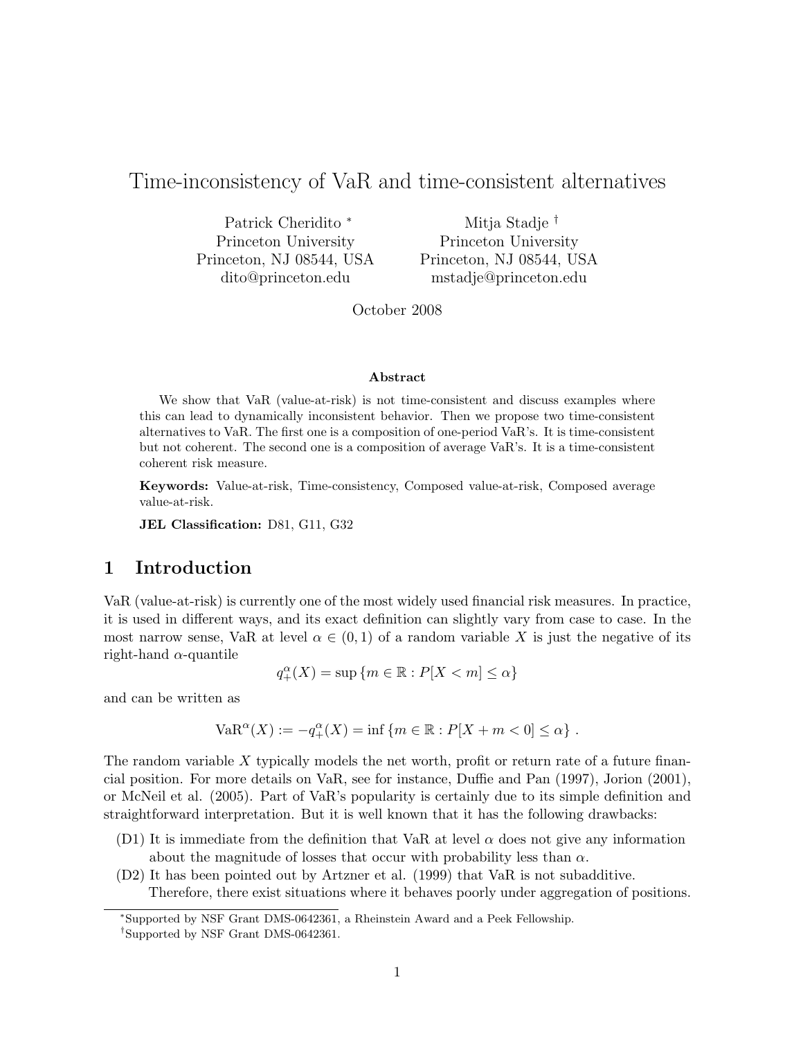# Time-inconsistency of VaR and time-consistent alternatives

Patrick Cheridito [*]
Princeton University
Princeton, NJ 08544, USA
dito@princeton.edu

Mitja Stadje [†]
Princeton University
Princeton, NJ 08544, USA
mstadje@princeton.edu

October 2008

**Abstract**

We show that VaR (value-at-risk) is not time-consistent and discuss examples where this can lead to dynamically inconsistent behavior. Then we propose two time-consistent alternatives to VaR. The first one is a composition of one-period VaR's. It is time-consistent but not coherent. The second one is a composition of average VaR's. It is a time-consistent coherent risk measure.

**Keywords:** Value-at-risk, Time-consistency, Composed value-at-risk, Composed average value-at-risk.

**JEL Classification:** D81, G11, G32

## 1 Introduction

VaR (value-at-risk) is currently one of the most widely used financial risk measures. In practice, it is used in different ways, and its exact definition can slightly vary from case to case. In the most narrow sense, VaR at level $\alpha \in (0,1)$ of a random variable $X$ is just the negative of its right-hand $\alpha$-quantile

$$q^{\alpha}_{+}(X) = \sup \{m \in \mathbb{R} : P[X < m] \leq \alpha\}$$

and can be written as

$$\mathrm{VaR}^{\alpha}(X) := -q^{\alpha}_{+}(X) = \inf \{m \in \mathbb{R} : P[X + m < 0] \leq \alpha\} \ .$$

The random variable $X$ typically models the net worth, profit or return rate of a future financial position. For more details on VaR, see for instance, Duffie and Pan (1997), Jorion (2001), or McNeil et al. (2005). Part of VaR's popularity is certainly due to its simple definition and straightforward interpretation. But it is well known that it has the following drawbacks:

(D1) It is immediate from the definition that VaR at level $\alpha$ does not give any information about the magnitude of losses that occur with probability less than $\alpha$.

(D2) It has been pointed out by Artzner et al. (1999) that VaR is not subadditive. Therefore, there exist situations where it behaves poorly under aggregation of positions.

[*] Supported by NSF Grant DMS-0642361, a Rheinstein Award and a Peek Fellowship.

[†] Supported by NSF Grant DMS-0642361.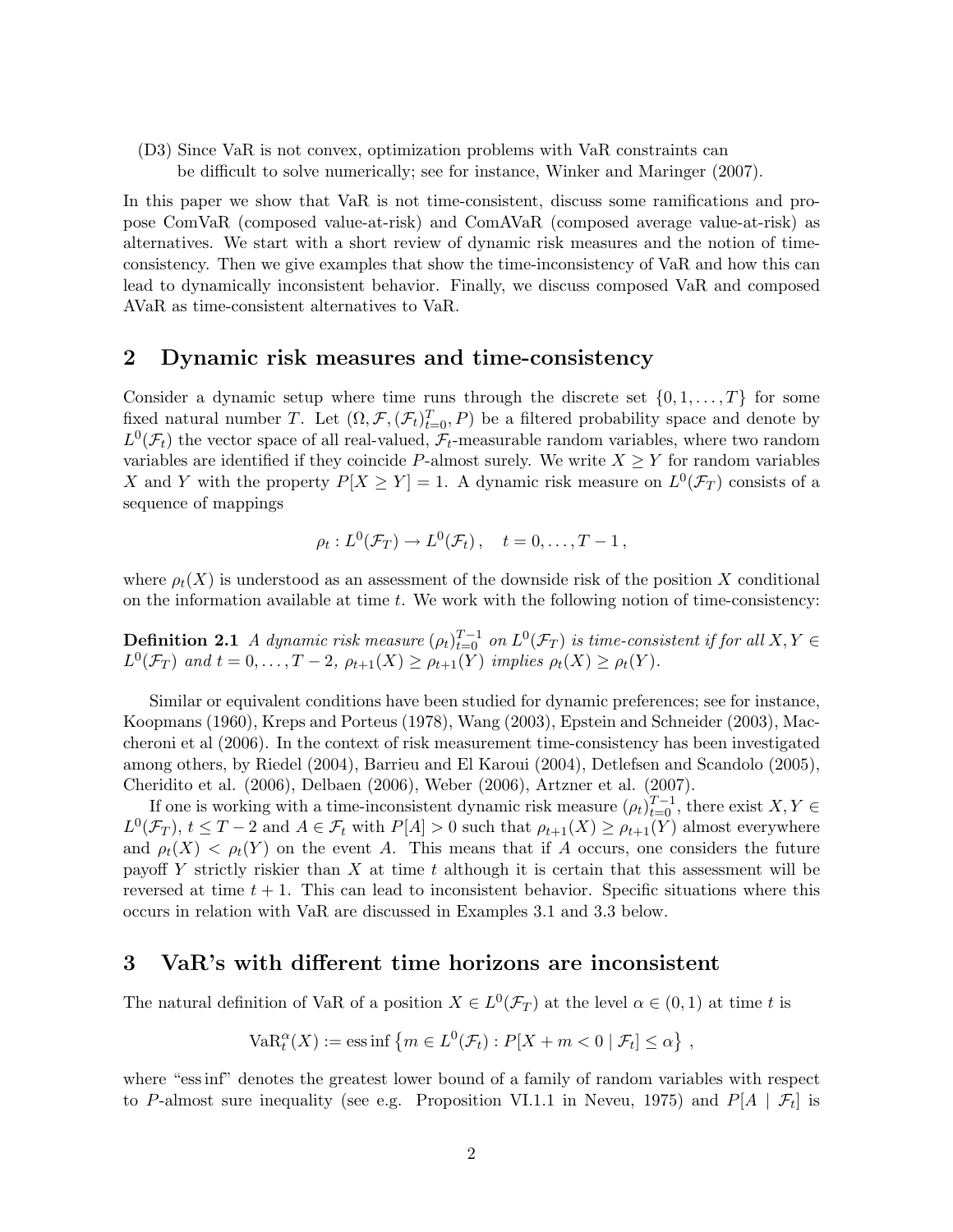(D3) Since VaR is not convex, optimization problems with VaR constraints can be difficult to solve numerically; see for instance, Winker and Maringer (2007).

In this paper we show that VaR is not time-consistent, discuss some ramifications and propose ComVaR (composed value-at-risk) and ComAVaR (composed average value-at-risk) as alternatives. We start with a short review of dynamic risk measures and the notion of time-consistency. Then we give examples that show the time-inconsistency of VaR and how this can lead to dynamically inconsistent behavior. Finally, we discuss composed VaR and composed AVaR as time-consistent alternatives to VaR.

## 2 Dynamic risk measures and time-consistency

Consider a dynamic setup where time runs through the discrete set $\{0, 1, \ldots, T\}$ for some fixed natural number $T$. Let $(\Omega, \mathcal{F}, (\mathcal{F}_t)_{t=0}^T, P)$ be a filtered probability space and denote by $L^0(\mathcal{F}_t)$ the vector space of all real-valued, $\mathcal{F}_t$-measurable random variables, where two random variables are identified if they coincide $P$-almost surely. We write $X \geq Y$ for random variables $X$ and $Y$ with the property $P[X \geq Y] = 1$. A dynamic risk measure on $L^0(\mathcal{F}_T)$ consists of a sequence of mappings

$$\rho_t : L^0(\mathcal{F}_T) \to L^0(\mathcal{F}_t) \, , \quad t = 0, \ldots, T-1 \, ,$$

where $\rho_t(X)$ is understood as an assessment of the downside risk of the position $X$ conditional on the information available at time $t$. We work with the following notion of time-consistency:

**Definition 2.1** *A dynamic risk measure $(\rho_t)_{t=0}^{T-1}$ on $L^0(\mathcal{F}_T)$ is time-consistent if for all $X, Y \in L^0(\mathcal{F}_T)$ and $t = 0, \ldots, T-2$, $\rho_{t+1}(X) \geq \rho_{t+1}(Y)$ implies $\rho_t(X) \geq \rho_t(Y)$.*

Similar or equivalent conditions have been studied for dynamic preferences; see for instance, Koopmans (1960), Kreps and Porteus (1978), Wang (2003), Epstein and Schneider (2003), Maccheroni et al (2006). In the context of risk measurement time-consistency has been investigated among others, by Riedel (2004), Barrieu and El Karoui (2004), Detlefsen and Scandolo (2005), Cheridito et al. (2006), Delbaen (2006), Weber (2006), Artzner et al. (2007).

If one is working with a time-inconsistent dynamic risk measure $(\rho_t)_{t=0}^{T-1}$, there exist $X, Y \in L^0(\mathcal{F}_T)$, $t \leq T-2$ and $A \in \mathcal{F}_t$ with $P[A] > 0$ such that $\rho_{t+1}(X) \geq \rho_{t+1}(Y)$ almost everywhere and $\rho_t(X) < \rho_t(Y)$ on the event $A$. This means that if $A$ occurs, one considers the future payoff $Y$ strictly riskier than $X$ at time $t$ although it is certain that this assessment will be reversed at time $t+1$. This can lead to inconsistent behavior. Specific situations where this occurs in relation with VaR are discussed in Examples 3.1 and 3.3 below.

## 3 VaR's with different time horizons are inconsistent

The natural definition of VaR of a position $X \in L^0(\mathcal{F}_T)$ at the level $\alpha \in (0, 1)$ at time $t$ is

$$\mathrm{VaR}_t^\alpha(X) := \operatorname{ess\,inf} \left\{ m \in L^0(\mathcal{F}_t) : P[X + m < 0 \mid \mathcal{F}_t] \leq \alpha \right\} \, ,$$

where "ess inf" denotes the greatest lower bound of a family of random variables with respect to $P$-almost sure inequality (see e.g. Proposition VI.1.1 in Neveu, 1975) and $P[A \mid \mathcal{F}_t]$ is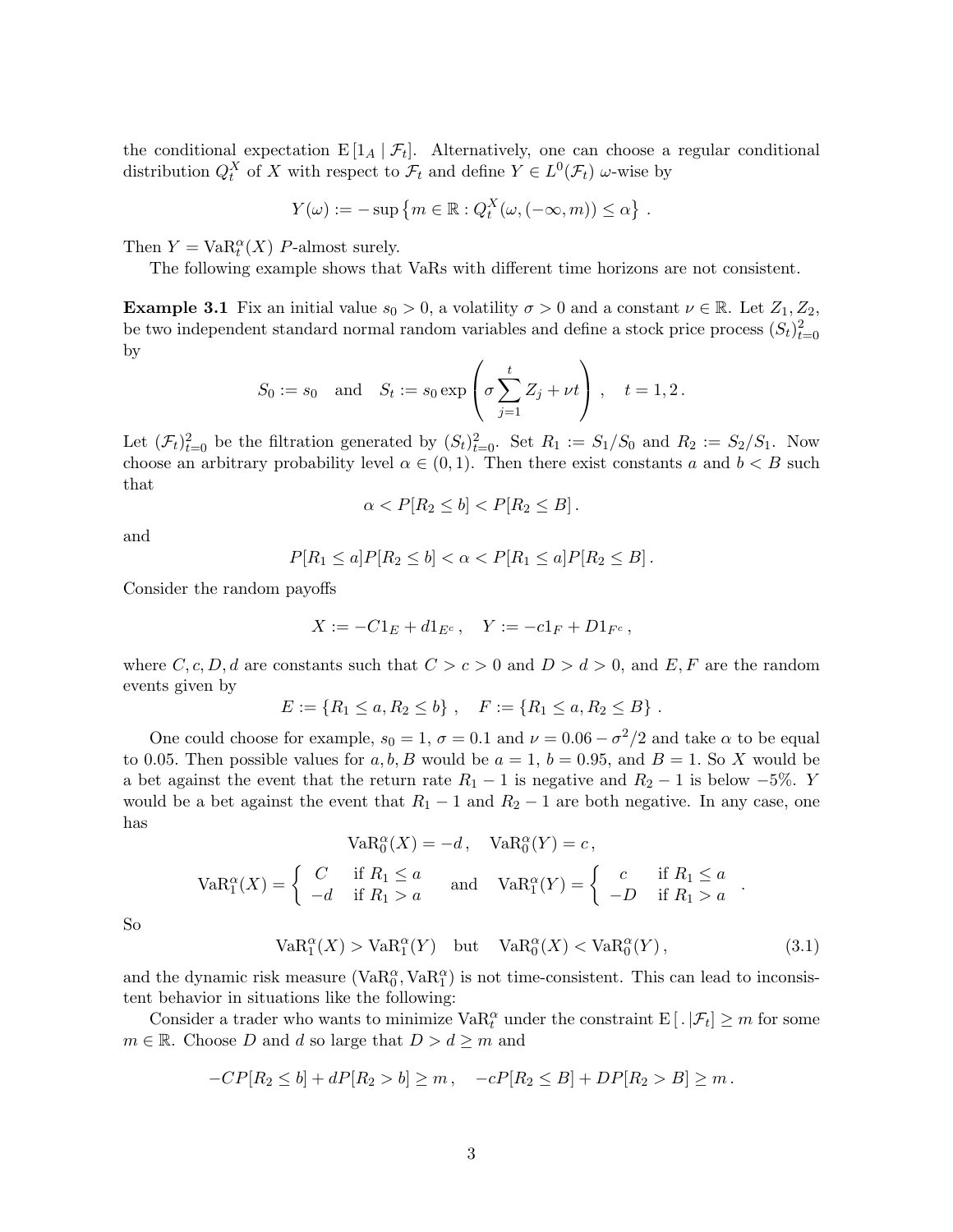the conditional expectation $\mathrm{E}[1_A \mid \mathcal{F}_t]$. Alternatively, one can choose a regular conditional distribution $Q_t^X$ of $X$ with respect to $\mathcal{F}_t$ and define $Y \in L^0(\mathcal{F}_t)$ $\omega$-wise by

$$Y(\omega) := -\sup\left\{m \in \mathbb{R} : Q_t^X(\omega, (-\infty, m)) \leq \alpha\right\} .$$

Then $Y = \mathrm{VaR}_t^\alpha(X)$ $P$-almost surely.

The following example shows that VaRs with different time horizons are not consistent.

**Example 3.1** Fix an initial value $s_0 > 0$, a volatility $\sigma > 0$ and a constant $\nu \in \mathbb{R}$. Let $Z_1, Z_2$, be two independent standard normal random variables and define a stock price process $(S_t)_{t=0}^2$ by

$$S_0 := s_0 \quad \text{and} \quad S_t := s_0 \exp\left(\sigma \sum_{j=1}^t Z_j + \nu t\right) , \quad t = 1, 2 .$$

Let $(\mathcal{F}_t)_{t=0}^2$ be the filtration generated by $(S_t)_{t=0}^2$. Set $R_1 := S_1/S_0$ and $R_2 := S_2/S_1$. Now choose an arbitrary probability level $\alpha \in (0,1)$. Then there exist constants $a$ and $b < B$ such that

$$\alpha < P[R_2 \leq b] < P[R_2 \leq B] .$$

and

$$P[R_1 \leq a] P[R_2 \leq b] < \alpha < P[R_1 \leq a] P[R_2 \leq B] .$$

Consider the random payoffs

$$X := -C 1_E + d 1_{E^c} , \quad Y := -c 1_F + D 1_{F^c} ,$$

where $C, c, D, d$ are constants such that $C > c > 0$ and $D > d > 0$, and $E, F$ are the random events given by

$$E := \{R_1 \leq a, R_2 \leq b\} , \quad F := \{R_1 \leq a, R_2 \leq B\} .$$

One could choose for example, $s_0 = 1$, $\sigma = 0.1$ and $\nu = 0.06 - \sigma^2/2$ and take $\alpha$ to be equal to 0.05. Then possible values for $a, b, B$ would be $a = 1$, $b = 0.95$, and $B = 1$. So $X$ would be a bet against the event that the return rate $R_1 - 1$ is negative and $R_2 - 1$ is below $-5\%$. $Y$ would be a bet against the event that $R_1 - 1$ and $R_2 - 1$ are both negative. In any case, one has

$$\mathrm{VaR}_0^\alpha(X) = -d , \quad \mathrm{VaR}_0^\alpha(Y) = c ,$$

$$\mathrm{VaR}_1^\alpha(X) = \begin{cases} C & \text{if } R_1 \leq a \\ -d & \text{if } R_1 > a \end{cases} \quad \text{and} \quad \mathrm{VaR}_1^\alpha(Y) = \begin{cases} c & \text{if } R_1 \leq a \\ -D & \text{if } R_1 > a \end{cases} .$$

So

$$\mathrm{VaR}_1^\alpha(X) > \mathrm{VaR}_1^\alpha(Y) \quad \text{but} \quad \mathrm{VaR}_0^\alpha(X) < \mathrm{VaR}_0^\alpha(Y) , \tag{3.1}$$

and the dynamic risk measure $(\mathrm{VaR}_0^\alpha, \mathrm{VaR}_1^\alpha)$ is not time-consistent. This can lead to inconsistent behavior in situations like the following:

Consider a trader who wants to minimize $\mathrm{VaR}_t^\alpha$ under the constraint $\mathrm{E}[\,.\,|\mathcal{F}_t] \geq m$ for some $m \in \mathbb{R}$. Choose $D$ and $d$ so large that $D > d \geq m$ and

$$-C P[R_2 \leq b] + d P[R_2 > b] \geq m , \quad -c P[R_2 \leq B] + D P[R_2 > B] \geq m .$$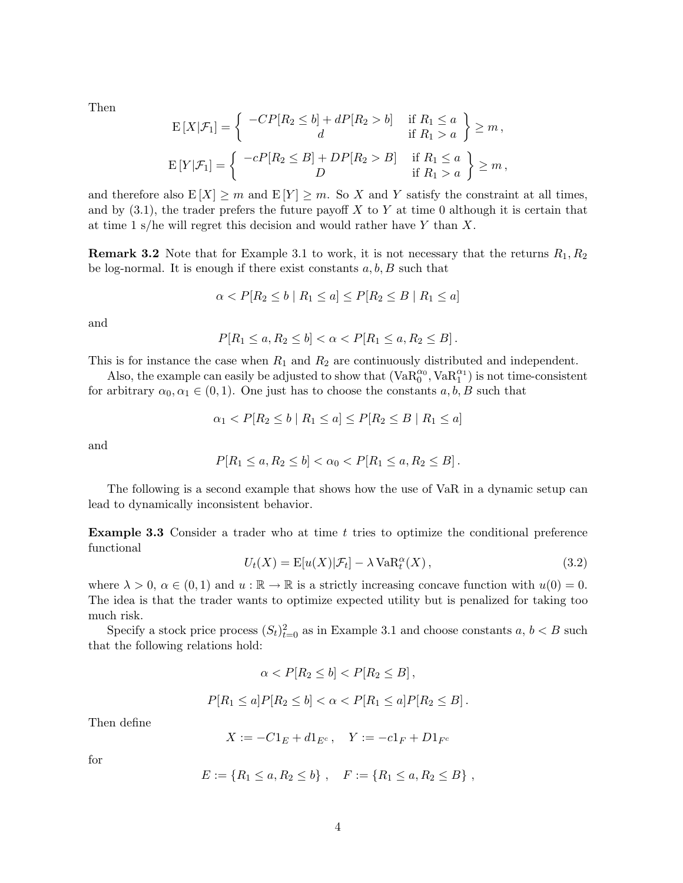Then

$$
\mathrm{E}\left[X|\mathcal{F}_1\right] = \left\{ \begin{array}{cl} -CP[R_2 \le b] + dP[R_2 > b] & \text{if } R_1 \le a \\ d & \text{if } R_1 > a \end{array} \right\} \ge m \,,
$$

$$
\mathrm{E}\left[Y|\mathcal{F}_1\right] = \left\{ \begin{array}{cl} -cP[R_2 \le B] + DP[R_2 > B] & \text{if } R_1 \le a \\ D & \text{if } R_1 > a \end{array} \right\} \ge m \,,
$$

and therefore also $\mathrm{E}\left[X\right] \ge m$ and $\mathrm{E}\left[Y\right] \ge m$. So $X$ and $Y$ satisfy the constraint at all times, and by (3.1), the trader prefers the future payoff $X$ to $Y$ at time 0 although it is certain that at time 1 s/he will regret this decision and would rather have $Y$ than $X$.

**Remark 3.2** Note that for Example 3.1 to work, it is not necessary that the returns $R_1, R_2$ be log-normal. It is enough if there exist constants $a, b, B$ such that

$$
\alpha < P[R_2 \le b \mid R_1 \le a] \le P[R_2 \le B \mid R_1 \le a]
$$

and

$$
P[R_1 \le a, R_2 \le b] < \alpha < P[R_1 \le a, R_2 \le B] \,.
$$

This is for instance the case when $R_1$ and $R_2$ are continuously distributed and independent.

Also, the example can easily be adjusted to show that $(\mathrm{VaR}^{\alpha_0}_0, \mathrm{VaR}^{\alpha_1}_1)$ is not time-consistent for arbitrary $\alpha_0, \alpha_1 \in (0,1)$. One just has to choose the constants $a, b, B$ such that

$$
\alpha_1 < P[R_2 \le b \mid R_1 \le a] \le P[R_2 \le B \mid R_1 \le a]
$$

and

$$
P[R_1 \le a, R_2 \le b] < \alpha_0 < P[R_1 \le a, R_2 \le B] \,.
$$

The following is a second example that shows how the use of VaR in a dynamic setup can lead to dynamically inconsistent behavior.

**Example 3.3** Consider a trader who at time $t$ tries to optimize the conditional preference functional

$$
U_t(X) = \mathrm{E}[u(X)|\mathcal{F}_t] - \lambda \, \mathrm{VaR}^{\alpha}_t(X) \,, \tag{3.2}
$$

where $\lambda > 0$, $\alpha \in (0,1)$ and $u : \mathbb{R} \to \mathbb{R}$ is a strictly increasing concave function with $u(0) = 0$. The idea is that the trader wants to optimize expected utility but is penalized for taking too much risk.

Specify a stock price process $(S_t)^2_{t=0}$ as in Example 3.1 and choose constants $a$, $b < B$ such that the following relations hold:

$$
\alpha < P[R_2 \le b] < P[R_2 \le B] \,,
$$

$$
P[R_1 \le a]P[R_2 \le b] < \alpha < P[R_1 \le a]P[R_2 \le B] \,.
$$

Then define

$$
X := -C1_E + d1_{E^c} \,, \quad Y := -c1_F + D1_{F^c}
$$

for

$$
E := \{R_1 \le a, R_2 \le b\} \,, \quad F := \{R_1 \le a, R_2 \le B\} \,,
$$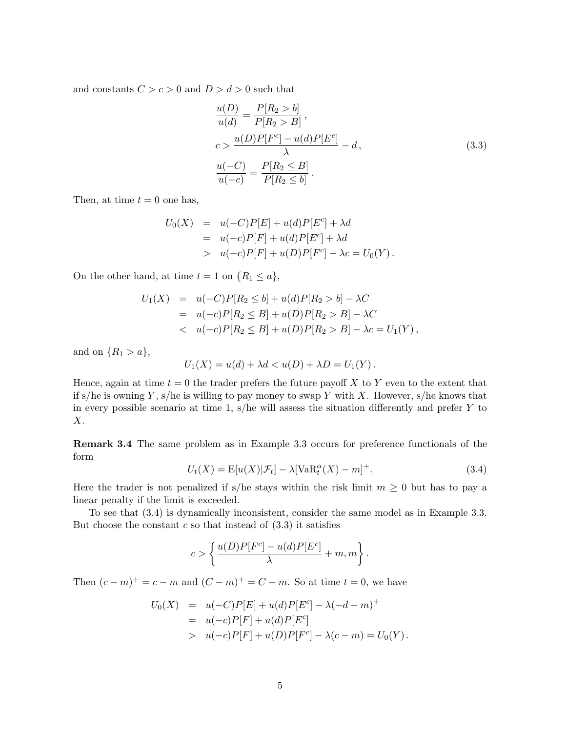and constants $C > c > 0$ and $D > d > 0$ such that

$$
\begin{aligned}
\frac{u(D)}{u(d)} &= \frac{P[R_2 > b]}{P[R_2 > B]}\,, \\
c &> \frac{u(D)P[F^c] - u(d)P[E^c]}{\lambda} - d\,, \\
\frac{u(-C)}{u(-c)} &= \frac{P[R_2 \le B]}{P[R_2 \le b]}\,.
\end{aligned}
\tag{3.3}
$$

Then, at time $t = 0$ one has,

$$
\begin{aligned}
U_0(X) &= u(-C)P[E] + u(d)P[E^c] + \lambda d \\
&= u(-c)P[F] + u(d)P[E^c] + \lambda d \\
&> u(-c)P[F] + u(D)P[F^c] - \lambda c = U_0(Y)\,.
\end{aligned}
$$

On the other hand, at time $t = 1$ on $\{R_1 \le a\}$,

$$
\begin{aligned}
U_1(X) &= u(-C)P[R_2 \le b] + u(d)P[R_2 > b] - \lambda C \\
&= u(-c)P[R_2 \le B] + u(D)P[R_2 > B] - \lambda C \\
&< u(-c)P[R_2 \le B] + u(D)P[R_2 > B] - \lambda c = U_1(Y)\,,
\end{aligned}
$$

and on $\{R_1 > a\}$,

$$
U_1(X) = u(d) + \lambda d < u(D) + \lambda D = U_1(Y)\,.
$$

Hence, again at time $t = 0$ the trader prefers the future payoff $X$ to $Y$ even to the extent that if s/he is owning $Y$, s/he is willing to pay money to swap $Y$ with $X$. However, s/he knows that in every possible scenario at time 1, s/he will assess the situation differently and prefer $Y$ to $X$.

**Remark 3.4** The same problem as in Example 3.3 occurs for preference functionals of the form

$$
U_t(X) = \mathrm{E}[u(X)|\mathcal{F}_t] - \lambda[\mathrm{VaR}^{\alpha}_t(X) - m]^+. \tag{3.4}
$$

Here the trader is not penalized if s/he stays within the risk limit $m \ge 0$ but has to pay a linear penalty if the limit is exceeded.

To see that (3.4) is dynamically inconsistent, consider the same model as in Example 3.3. But choose the constant $c$ so that instead of (3.3) it satisfies

$$
c > \left\{ \frac{u(D)P[F^c] - u(d)P[E^c]}{\lambda} + m, m \right\}.
$$

Then $(c - m)^+ = c - m$ and $(C - m)^+ = C - m$. So at time $t = 0$, we have

$$
\begin{aligned}
U_0(X) &= u(-C)P[E] + u(d)P[E^c] - \lambda(-d - m)^+ \\
&= u(-c)P[F] + u(d)P[E^c] \\
&> u(-c)P[F] + u(D)P[F^c] - \lambda(c - m) = U_0(Y)\,.
\end{aligned}
$$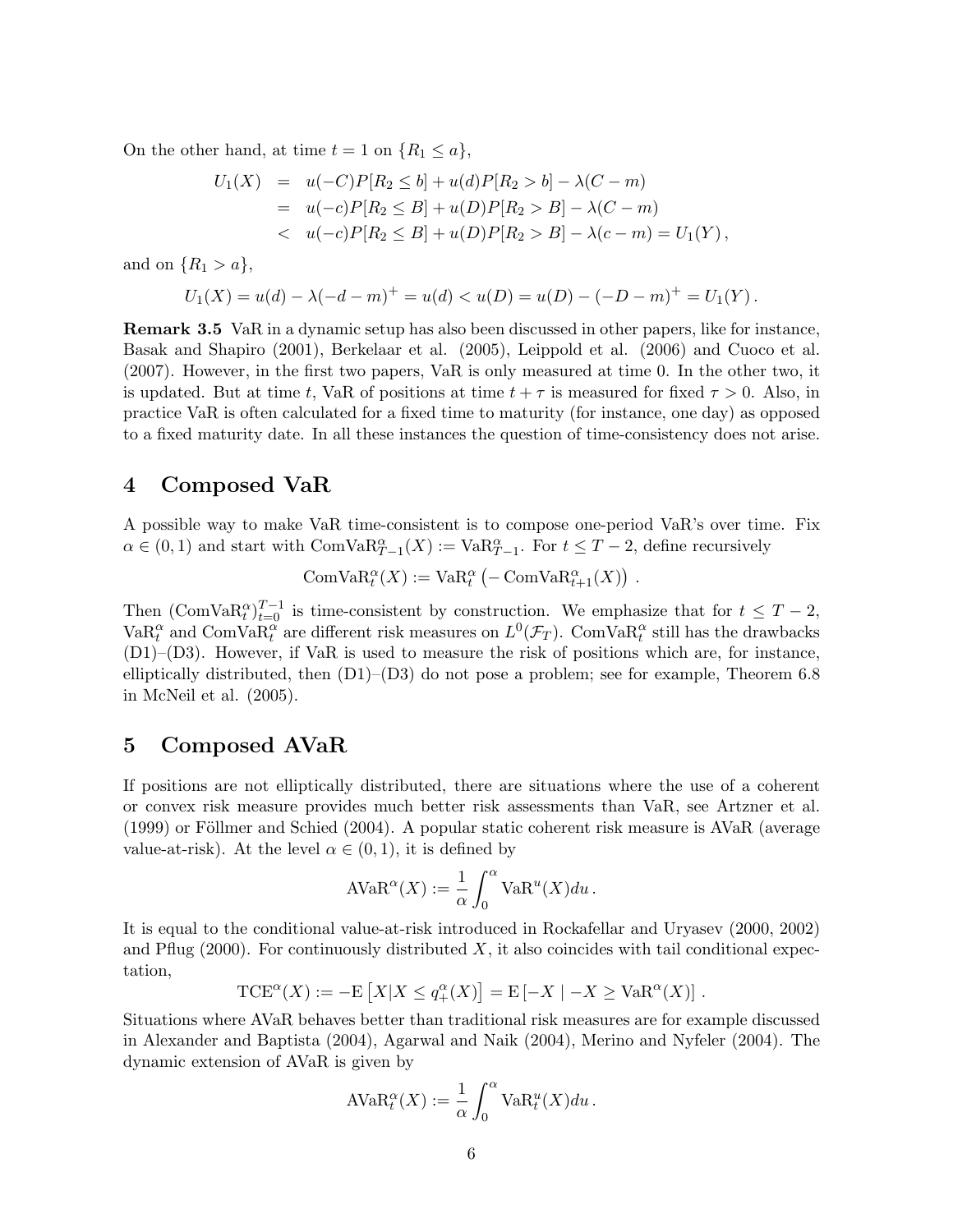On the other hand, at time $t = 1$ on $\{R_1 \leq a\}$,

$$
\begin{aligned}
U_1(X) &= u(-C)P[R_2 \leq b] + u(d)P[R_2 > b] - \lambda(C - m) \\
&= u(-c)P[R_2 \leq B] + u(D)P[R_2 > B] - \lambda(C - m) \\
&< u(-c)P[R_2 \leq B] + u(D)P[R_2 > B] - \lambda(c - m) = U_1(Y)\,,
\end{aligned}
$$

and on $\{R_1 > a\}$,

$$
U_1(X) = u(d) - \lambda(-d - m)^+ = u(d) < u(D) = u(D) - (-D - m)^+ = U_1(Y)\,.
$$

**Remark 3.5** VaR in a dynamic setup has also been discussed in other papers, like for instance, Basak and Shapiro (2001), Berkelaar et al. (2005), Leippold et al. (2006) and Cuoco et al. (2007). However, in the first two papers, VaR is only measured at time 0. In the other two, it is updated. But at time $t$, VaR of positions at time $t + \tau$ is measured for fixed $\tau > 0$. Also, in practice VaR is often calculated for a fixed time to maturity (for instance, one day) as opposed to a fixed maturity date. In all these instances the question of time-consistency does not arise.

# 4 Composed VaR

A possible way to make VaR time-consistent is to compose one-period VaR's over time. Fix $\alpha \in (0, 1)$ and start with $\text{ComVaR}^\alpha_{T-1}(X) := \text{VaR}^\alpha_{T-1}$. For $t \leq T - 2$, define recursively

$$
\text{ComVaR}^\alpha_t(X) := \text{VaR}^\alpha_t\left(-\text{ComVaR}^\alpha_{t+1}(X)\right)\,.
$$

Then $(\text{ComVaR}^\alpha_t)_{t=0}^{T-1}$ is time-consistent by construction. We emphasize that for $t \leq T - 2$, $\text{VaR}^\alpha_t$ and $\text{ComVaR}^\alpha_t$ are different risk measures on $L^0(\mathcal{F}_T)$. $\text{ComVaR}^\alpha_t$ still has the drawbacks (D1)–(D3). However, if VaR is used to measure the risk of positions which are, for instance, elliptically distributed, then (D1)–(D3) do not pose a problem; see for example, Theorem 6.8 in McNeil et al. (2005).

# 5 Composed AVaR

If positions are not elliptically distributed, there are situations where the use of a coherent or convex risk measure provides much better risk assessments than VaR, see Artzner et al. (1999) or Föllmer and Schied (2004). A popular static coherent risk measure is AVaR (average value-at-risk). At the level $\alpha \in (0, 1)$, it is defined by

$$
\text{AVaR}^\alpha(X) := \frac{1}{\alpha}\int_0^\alpha \text{VaR}^u(X)du\,.
$$

It is equal to the conditional value-at-risk introduced in Rockafellar and Uryasev (2000, 2002) and Pflug (2000). For continuously distributed $X$, it also coincides with tail conditional expectation,

$$
\text{TCE}^\alpha(X) := -\text{E}\left[X | X \leq q^\alpha_+(X)\right] = \text{E}\left[-X \mid -X \geq \text{VaR}^\alpha(X)\right]\,.
$$

Situations where AVaR behaves better than traditional risk measures are for example discussed in Alexander and Baptista (2004), Agarwal and Naik (2004), Merino and Nyfeler (2004). The dynamic extension of AVaR is given by

$$
\text{AVaR}^\alpha_t(X) := \frac{1}{\alpha}\int_0^\alpha \text{VaR}^u_t(X)du\,.
$$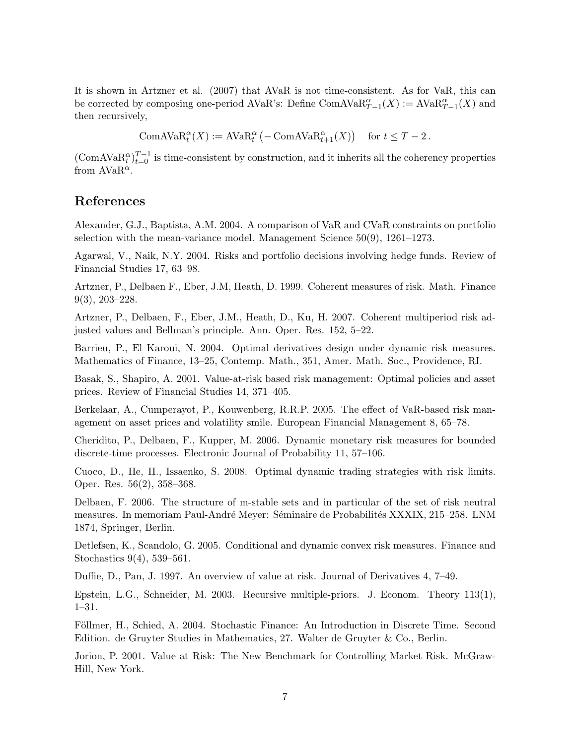It is shown in Artzner et al. (2007) that AVaR is not time-consistent. As for VaR, this can be corrected by composing one-period AVaR's: Define $\mathrm{ComAVaR}^{\alpha}_{T-1}(X) := \mathrm{AVaR}^{\alpha}_{T-1}(X)$ and then recursively,

$$\mathrm{ComAVaR}^{\alpha}_{t}(X) := \mathrm{AVaR}^{\alpha}_{t}\left(-\mathrm{ComAVaR}^{\alpha}_{t+1}(X)\right) \quad \text{for } t \leq T-2\,.$$

$(\mathrm{ComAVaR}^{\alpha}_{t})^{T-1}_{t=0}$ is time-consistent by construction, and it inherits all the coherency properties from $\mathrm{AVaR}^{\alpha}$.

## References

Alexander, G.J., Baptista, A.M. 2004. A comparison of VaR and CVaR constraints on portfolio selection with the mean-variance model. Management Science 50(9), 1261–1273.

Agarwal, V., Naik, N.Y. 2004. Risks and portfolio decisions involving hedge funds. Review of Financial Studies 17, 63–98.

Artzner, P., Delbaen F., Eber, J.M, Heath, D. 1999. Coherent measures of risk. Math. Finance 9(3), 203–228.

Artzner, P., Delbaen, F., Eber, J.M., Heath, D., Ku, H. 2007. Coherent multiperiod risk adjusted values and Bellman's principle. Ann. Oper. Res. 152, 5–22.

Barrieu, P., El Karoui, N. 2004. Optimal derivatives design under dynamic risk measures. Mathematics of Finance, 13–25, Contemp. Math., 351, Amer. Math. Soc., Providence, RI.

Basak, S., Shapiro, A. 2001. Value-at-risk based risk management: Optimal policies and asset prices. Review of Financial Studies 14, 371–405.

Berkelaar, A., Cumperayot, P., Kouwenberg, R.R.P. 2005. The effect of VaR-based risk management on asset prices and volatility smile. European Financial Management 8, 65–78.

Cheridito, P., Delbaen, F., Kupper, M. 2006. Dynamic monetary risk measures for bounded discrete-time processes. Electronic Journal of Probability 11, 57–106.

Cuoco, D., He, H., Issaenko, S. 2008. Optimal dynamic trading strategies with risk limits. Oper. Res. 56(2), 358–368.

Delbaen, F. 2006. The structure of m-stable sets and in particular of the set of risk neutral measures. In memoriam Paul-André Meyer: Séminaire de Probabilités XXXIX, 215–258. LNM 1874, Springer, Berlin.

Detlefsen, K., Scandolo, G. 2005. Conditional and dynamic convex risk measures. Finance and Stochastics 9(4), 539–561.

Duffie, D., Pan, J. 1997. An overview of value at risk. Journal of Derivatives 4, 7–49.

Epstein, L.G., Schneider, M. 2003. Recursive multiple-priors. J. Econom. Theory 113(1), 1–31.

Föllmer, H., Schied, A. 2004. Stochastic Finance: An Introduction in Discrete Time. Second Edition. de Gruyter Studies in Mathematics, 27. Walter de Gruyter & Co., Berlin.

Jorion, P. 2001. Value at Risk: The New Benchmark for Controlling Market Risk. McGraw-Hill, New York.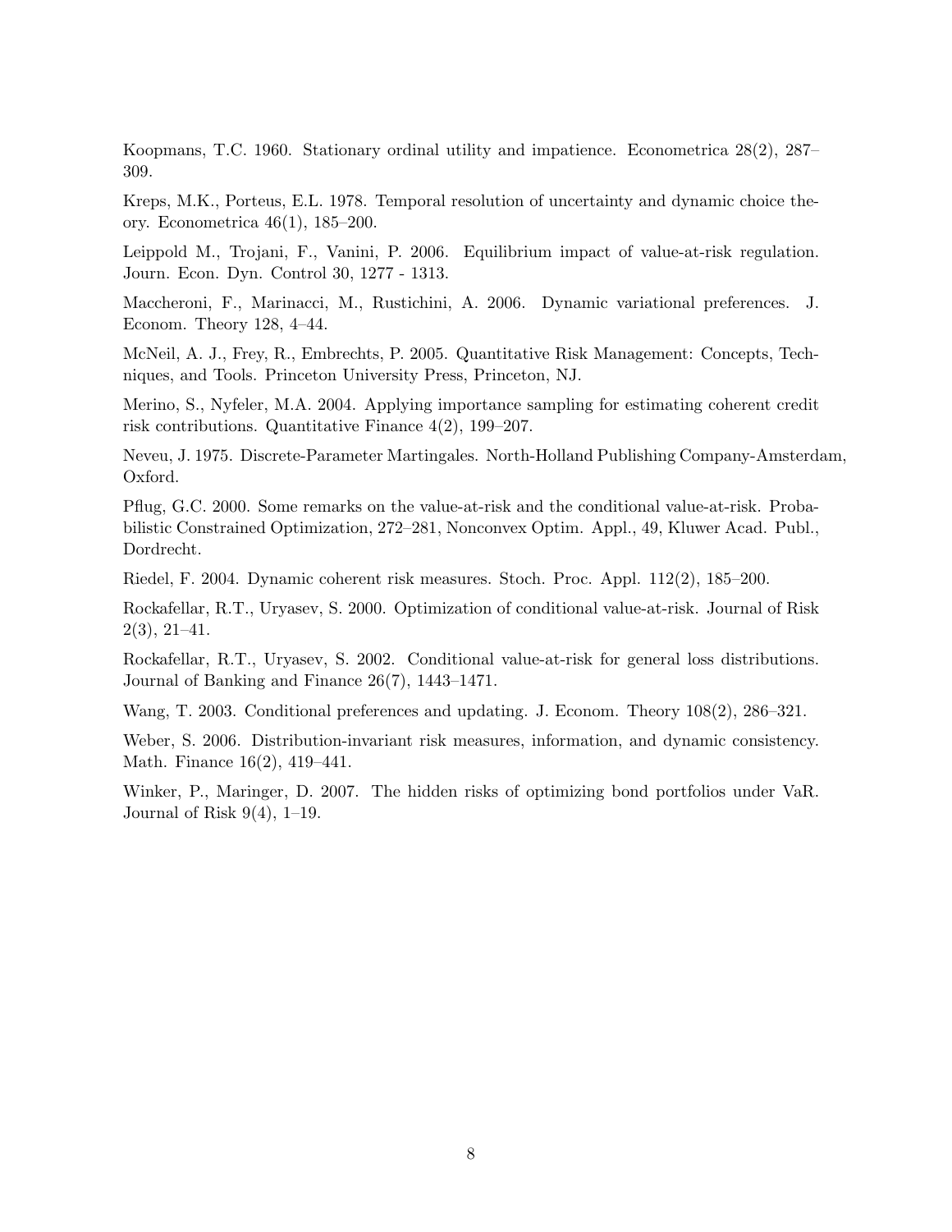Koopmans, T.C. 1960. Stationary ordinal utility and impatience. Econometrica 28(2), 287–309.

Kreps, M.K., Porteus, E.L. 1978. Temporal resolution of uncertainty and dynamic choice theory. Econometrica 46(1), 185–200.

Leippold M., Trojani, F., Vanini, P. 2006. Equilibrium impact of value-at-risk regulation. Journ. Econ. Dyn. Control 30, 1277 - 1313.

Maccheroni, F., Marinacci, M., Rustichini, A. 2006. Dynamic variational preferences. J. Econom. Theory 128, 4–44.

McNeil, A. J., Frey, R., Embrechts, P. 2005. Quantitative Risk Management: Concepts, Techniques, and Tools. Princeton University Press, Princeton, NJ.

Merino, S., Nyfeler, M.A. 2004. Applying importance sampling for estimating coherent credit risk contributions. Quantitative Finance 4(2), 199–207.

Neveu, J. 1975. Discrete-Parameter Martingales. North-Holland Publishing Company-Amsterdam, Oxford.

Pflug, G.C. 2000. Some remarks on the value-at-risk and the conditional value-at-risk. Probabilistic Constrained Optimization, 272–281, Nonconvex Optim. Appl., 49, Kluwer Acad. Publ., Dordrecht.

Riedel, F. 2004. Dynamic coherent risk measures. Stoch. Proc. Appl. 112(2), 185–200.

Rockafellar, R.T., Uryasev, S. 2000. Optimization of conditional value-at-risk. Journal of Risk 2(3), 21–41.

Rockafellar, R.T., Uryasev, S. 2002. Conditional value-at-risk for general loss distributions. Journal of Banking and Finance 26(7), 1443–1471.

Wang, T. 2003. Conditional preferences and updating. J. Econom. Theory 108(2), 286–321.

Weber, S. 2006. Distribution-invariant risk measures, information, and dynamic consistency. Math. Finance 16(2), 419–441.

Winker, P., Maringer, D. 2007. The hidden risks of optimizing bond portfolios under VaR. Journal of Risk 9(4), 1–19.